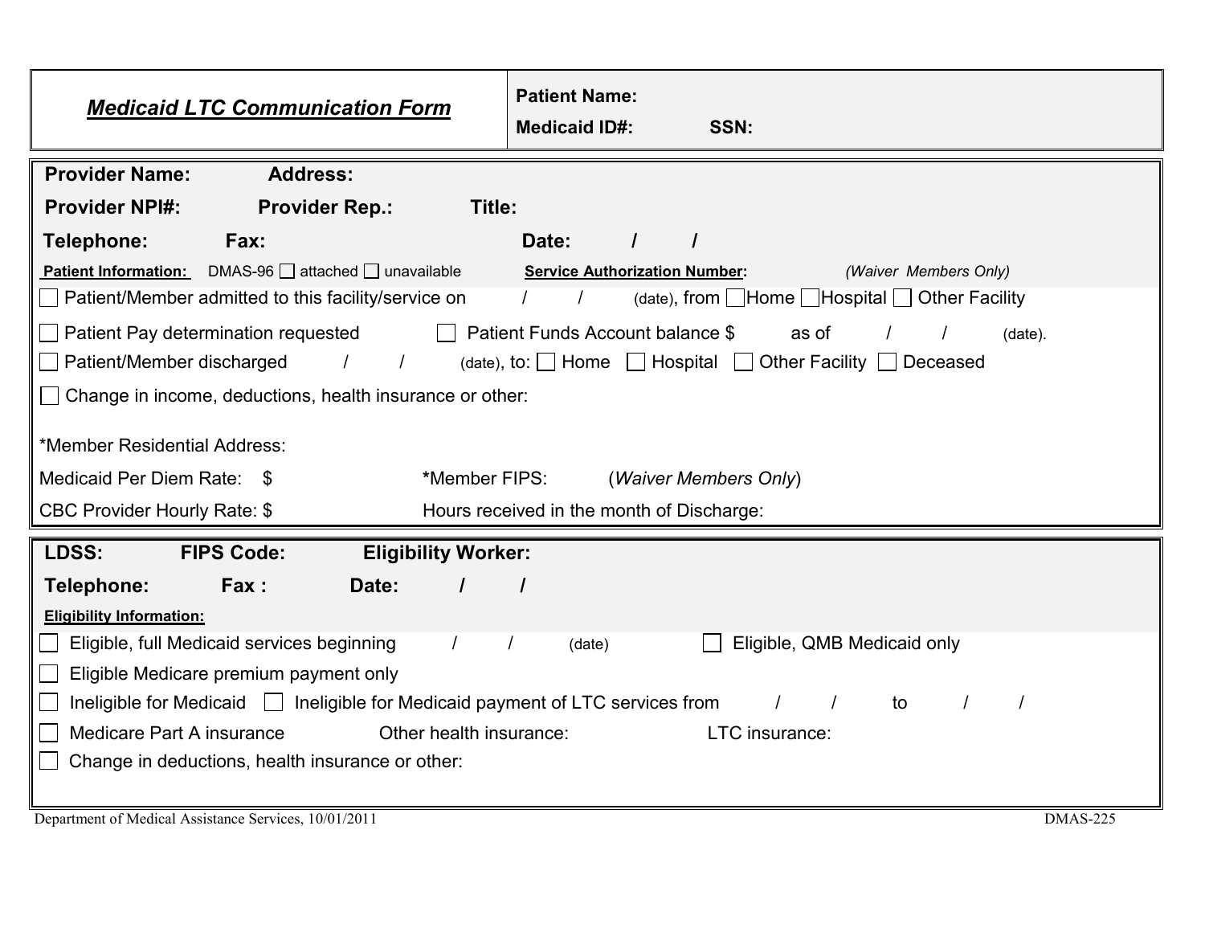## ***Medicaid LTC Communication Form***

**Patient Name:**

**Medicaid ID#:** **SSN:**

---

**Provider Name:** **Address:**

**Provider NPI#:** **Provider Rep.:** **Title:**

**Telephone:** **Fax:** **Date:** / /

**Patient Information:** DMAS-96 ☐ attached ☐ unavailable **Service Authorization Number:** *(Waiver Members Only)*

☐ Patient/Member admitted to this facility/service on / / (date), from ☐ Home ☐ Hospital ☐ Other Facility

☐ Patient Pay determination requested ☐ Patient Funds Account balance $ as of / / (date).

☐ Patient/Member discharged / / (date), to: ☐ Home ☐ Hospital ☐ Other Facility ☐ Deceased

☐ Change in income, deductions, health insurance or other:

*Member Residential Address:

Medicaid Per Diem Rate: $ ***Member FIPS:** (*Waiver Members Only*)

CBC Provider Hourly Rate: $ Hours received in the month of Discharge:

---

**LDSS:** **FIPS Code:** **Eligibility Worker:**

**Telephone:** **Fax :** **Date:** / /

**Eligibility Information:**

☐ Eligible, full Medicaid services beginning / / (date) ☐ Eligible, QMB Medicaid only

☐ Eligible Medicare premium payment only

☐ Ineligible for Medicaid ☐ Ineligible for Medicaid payment of LTC services from / / to / /

☐ Medicare Part A insurance Other health insurance: LTC insurance:

☐ Change in deductions, health insurance or other:

Department of Medical Assistance Services, 10/01/2011 DMAS-225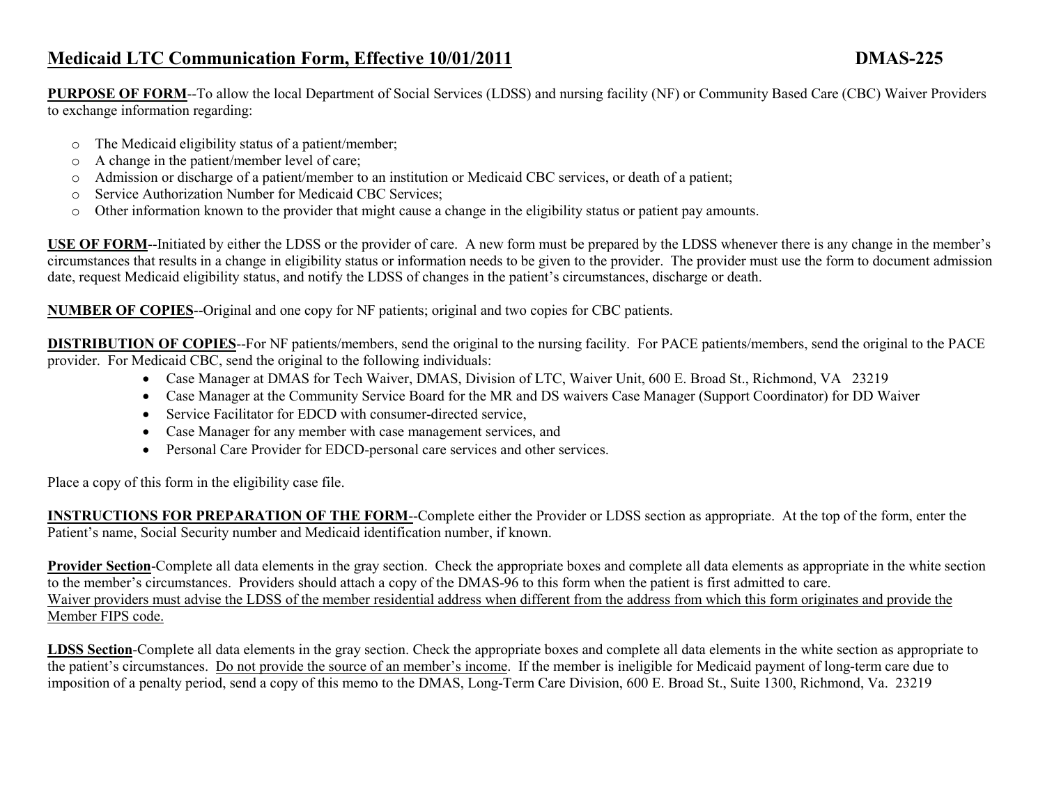# Medicaid LTC Communication Form, Effective 10/01/2011 DMAS-225

**PURPOSE OF FORM**--To allow the local Department of Social Services (LDSS) and nursing facility (NF) or Community Based Care (CBC) Waiver Providers to exchange information regarding:

- The Medicaid eligibility status of a patient/member;
- A change in the patient/member level of care;
- Admission or discharge of a patient/member to an institution or Medicaid CBC services, or death of a patient;
- Service Authorization Number for Medicaid CBC Services;
- Other information known to the provider that might cause a change in the eligibility status or patient pay amounts.

**USE OF FORM**--Initiated by either the LDSS or the provider of care. A new form must be prepared by the LDSS whenever there is any change in the member's circumstances that results in a change in eligibility status or information needs to be given to the provider. The provider must use the form to document admission date, request Medicaid eligibility status, and notify the LDSS of changes in the patient's circumstances, discharge or death.

**NUMBER OF COPIES**--Original and one copy for NF patients; original and two copies for CBC patients.

**DISTRIBUTION OF COPIES**--For NF patients/members, send the original to the nursing facility. For PACE patients/members, send the original to the PACE provider. For Medicaid CBC, send the original to the following individuals:

- Case Manager at DMAS for Tech Waiver, DMAS, Division of LTC, Waiver Unit, 600 E. Broad St., Richmond, VA 23219
- Case Manager at the Community Service Board for the MR and DS waivers Case Manager (Support Coordinator) for DD Waiver
- Service Facilitator for EDCD with consumer-directed service,
- Case Manager for any member with case management services, and
- Personal Care Provider for EDCD-personal care services and other services.

Place a copy of this form in the eligibility case file.

**INSTRUCTIONS FOR PREPARATION OF THE FORM**--Complete either the Provider or LDSS section as appropriate. At the top of the form, enter the Patient's name, Social Security number and Medicaid identification number, if known.

**Provider Section**-Complete all data elements in the gray section. Check the appropriate boxes and complete all data elements as appropriate in the white section to the member's circumstances. Providers should attach a copy of the DMAS-96 to this form when the patient is first admitted to care.
Waiver providers must advise the LDSS of the member residential address when different from the address from which this form originates and provide the Member FIPS code.

**LDSS Section**-Complete all data elements in the gray section. Check the appropriate boxes and complete all data elements in the white section as appropriate to the patient's circumstances. Do not provide the source of an member's income. If the member is ineligible for Medicaid payment of long-term care due to imposition of a penalty period, send a copy of this memo to the DMAS, Long-Term Care Division, 600 E. Broad St., Suite 1300, Richmond, Va. 23219